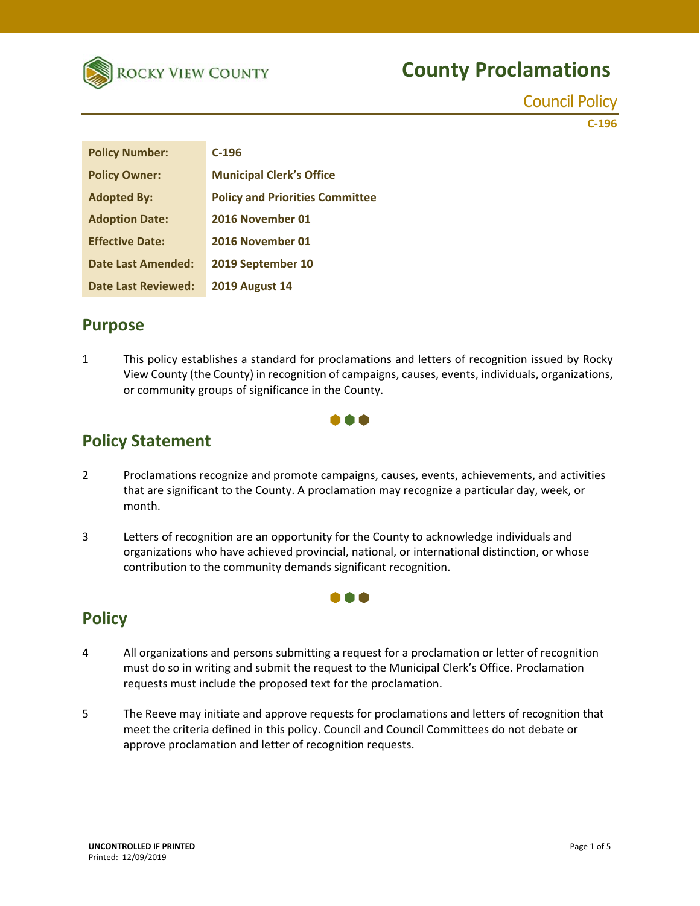# County Proclamations

Council Policy

C-196

| Policy Number: | C-196 |
| --- | --- |
| Policy Owner: | Municipal Clerk's Office |
| Adopted By: | Policy and Priorities Committee |
| Adoption Date: | 2016 November 01 |
| Effective Date: | 2016 November 01 |
| Date Last Amended: | 2019 September 10 |
| Date Last Reviewed: | 2019 August 14 |

## Purpose

1 This policy establishes a standard for proclamations and letters of recognition issued by Rocky View County (the County) in recognition of campaigns, causes, events, individuals, organizations, or community groups of significance in the County.

## Policy Statement

2 Proclamations recognize and promote campaigns, causes, events, achievements, and activities that are significant to the County. A proclamation may recognize a particular day, week, or month.

3 Letters of recognition are an opportunity for the County to acknowledge individuals and organizations who have achieved provincial, national, or international distinction, or whose contribution to the community demands significant recognition.

## Policy

4 All organizations and persons submitting a request for a proclamation or letter of recognition must do so in writing and submit the request to the Municipal Clerk's Office. Proclamation requests must include the proposed text for the proclamation.

5 The Reeve may initiate and approve requests for proclamations and letters of recognition that meet the criteria defined in this policy. Council and Council Committees do not debate or approve proclamation and letter of recognition requests.

**UNCONTROLLED IF PRINTED**
Printed: 12/09/2019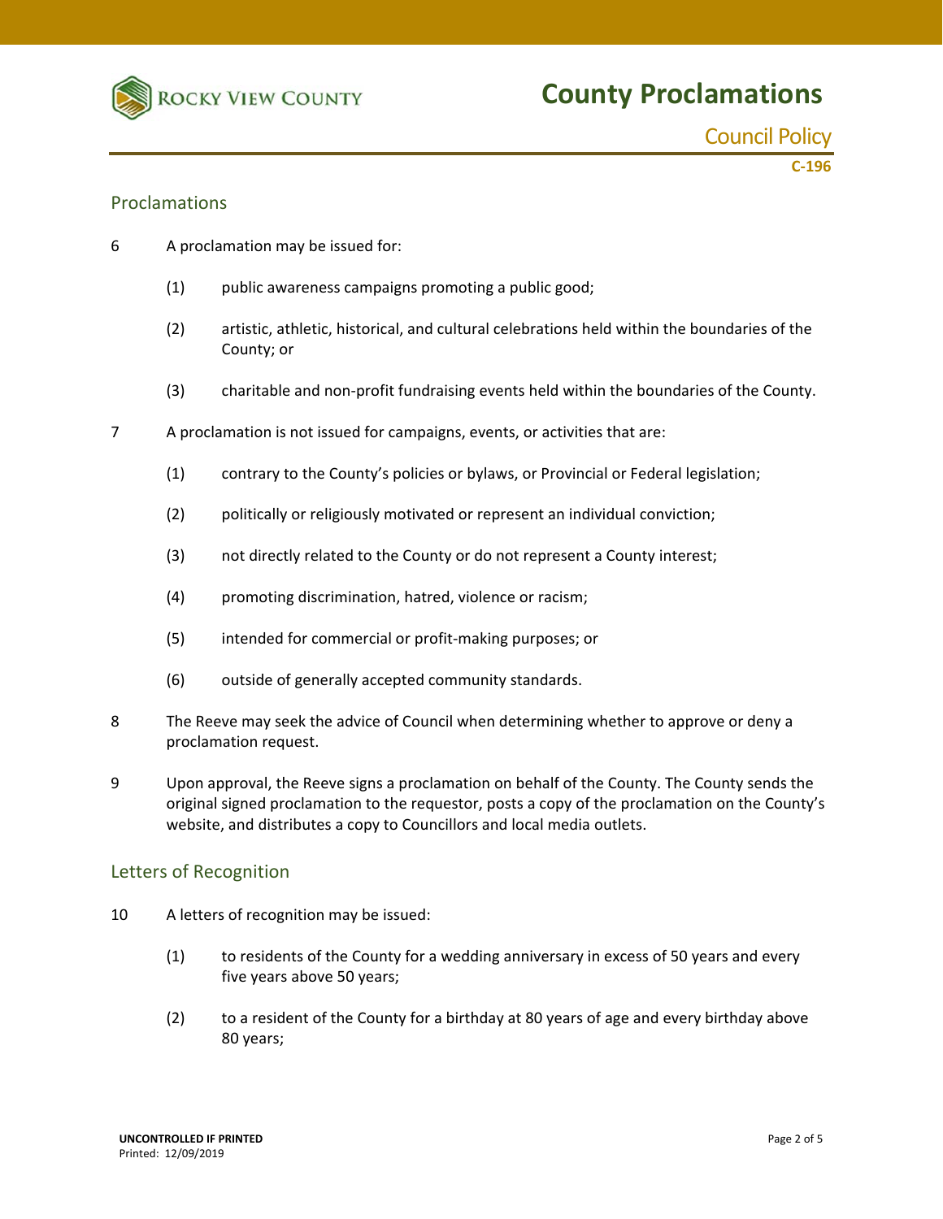## Proclamations

6 A proclamation may be issued for:

(1) public awareness campaigns promoting a public good;

(2) artistic, athletic, historical, and cultural celebrations held within the boundaries of the County; or

(3) charitable and non-profit fundraising events held within the boundaries of the County.

7 A proclamation is not issued for campaigns, events, or activities that are:

(1) contrary to the County's policies or bylaws, or Provincial or Federal legislation;

(2) politically or religiously motivated or represent an individual conviction;

(3) not directly related to the County or do not represent a County interest;

(4) promoting discrimination, hatred, violence or racism;

(5) intended for commercial or profit-making purposes; or

(6) outside of generally accepted community standards.

8 The Reeve may seek the advice of Council when determining whether to approve or deny a proclamation request.

9 Upon approval, the Reeve signs a proclamation on behalf of the County. The County sends the original signed proclamation to the requestor, posts a copy of the proclamation on the County's website, and distributes a copy to Councillors and local media outlets.

## Letters of Recognition

10 A letters of recognition may be issued:

(1) to residents of the County for a wedding anniversary in excess of 50 years and every five years above 50 years;

(2) to a resident of the County for a birthday at 80 years of age and every birthday above 80 years;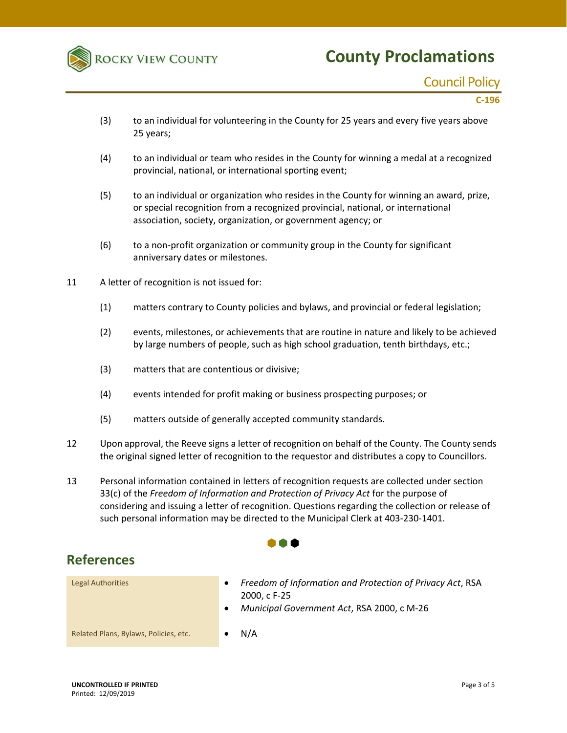(3) to an individual for volunteering in the County for 25 years and every five years above 25 years;

(4) to an individual or team who resides in the County for winning a medal at a recognized provincial, national, or international sporting event;

(5) to an individual or organization who resides in the County for winning an award, prize, or special recognition from a recognized provincial, national, or international association, society, organization, or government agency; or

(6) to a non-profit organization or community group in the County for significant anniversary dates or milestones.

11 A letter of recognition is not issued for:

(1) matters contrary to County policies and bylaws, and provincial or federal legislation;

(2) events, milestones, or achievements that are routine in nature and likely to be achieved by large numbers of people, such as high school graduation, tenth birthdays, etc.;

(3) matters that are contentious or divisive;

(4) events intended for profit making or business prospecting purposes; or

(5) matters outside of generally accepted community standards.

12 Upon approval, the Reeve signs a letter of recognition on behalf of the County. The County sends the original signed letter of recognition to the requestor and distributes a copy to Councillors.

13 Personal information contained in letters of recognition requests are collected under section 33(c) of the *Freedom of Information and Protection of Privacy Act* for the purpose of considering and issuing a letter of recognition. Questions regarding the collection or release of such personal information may be directed to the Municipal Clerk at 403-230-1401.

## References

| | |
|---|---|
| Legal Authorities | • *Freedom of Information and Protection of Privacy Act*, RSA 2000, c F-25<br>• *Municipal Government Act*, RSA 2000, c M-26 |
| Related Plans, Bylaws, Policies, etc. | • N/A |

**UNCONTROLLED IF PRINTED**
Printed: 12/09/2019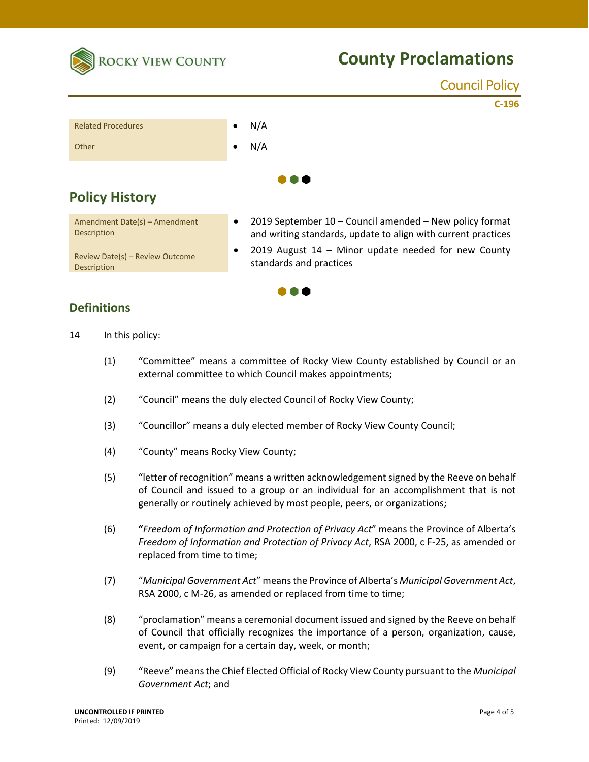| | |
|---|---|
| Related Procedures | • N/A |
| Other | • N/A |

## Policy History

| | |
|---|---|
| Amendment Date(s) – Amendment Description | • 2019 September 10 – Council amended – New policy format and writing standards, update to align with current practices |
| Review Date(s) – Review Outcome Description | • 2019 August 14 – Minor update needed for new County standards and practices |

## Definitions

14 In this policy:

(1) "Committee" means a committee of Rocky View County established by Council or an external committee to which Council makes appointments;

(2) "Council" means the duly elected Council of Rocky View County;

(3) "Councillor" means a duly elected member of Rocky View County Council;

(4) "County" means Rocky View County;

(5) "letter of recognition" means a written acknowledgement signed by the Reeve on behalf of Council and issued to a group or an individual for an accomplishment that is not generally or routinely achieved by most people, peers, or organizations;

(6) "*Freedom of Information and Protection of Privacy Act*" means the Province of Alberta's *Freedom of Information and Protection of Privacy Act*, RSA 2000, c F-25, as amended or replaced from time to time;

(7) "*Municipal Government Act*" means the Province of Alberta's *Municipal Government Act*, RSA 2000, c M-26, as amended or replaced from time to time;

(8) "proclamation" means a ceremonial document issued and signed by the Reeve on behalf of Council that officially recognizes the importance of a person, organization, cause, event, or campaign for a certain day, week, or month;

(9) "Reeve" means the Chief Elected Official of Rocky View County pursuant to the *Municipal Government Act*; and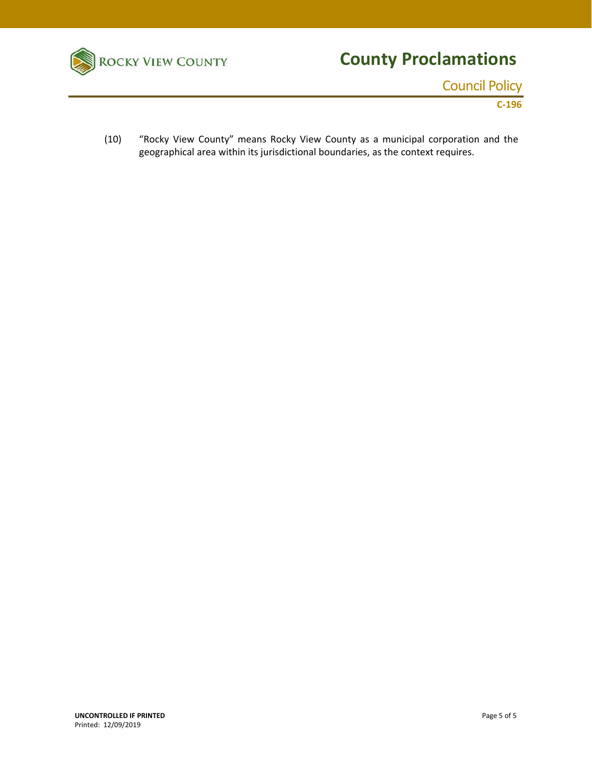(10) "Rocky View County" means Rocky View County as a municipal corporation and the geographical area within its jurisdictional boundaries, as the context requires.